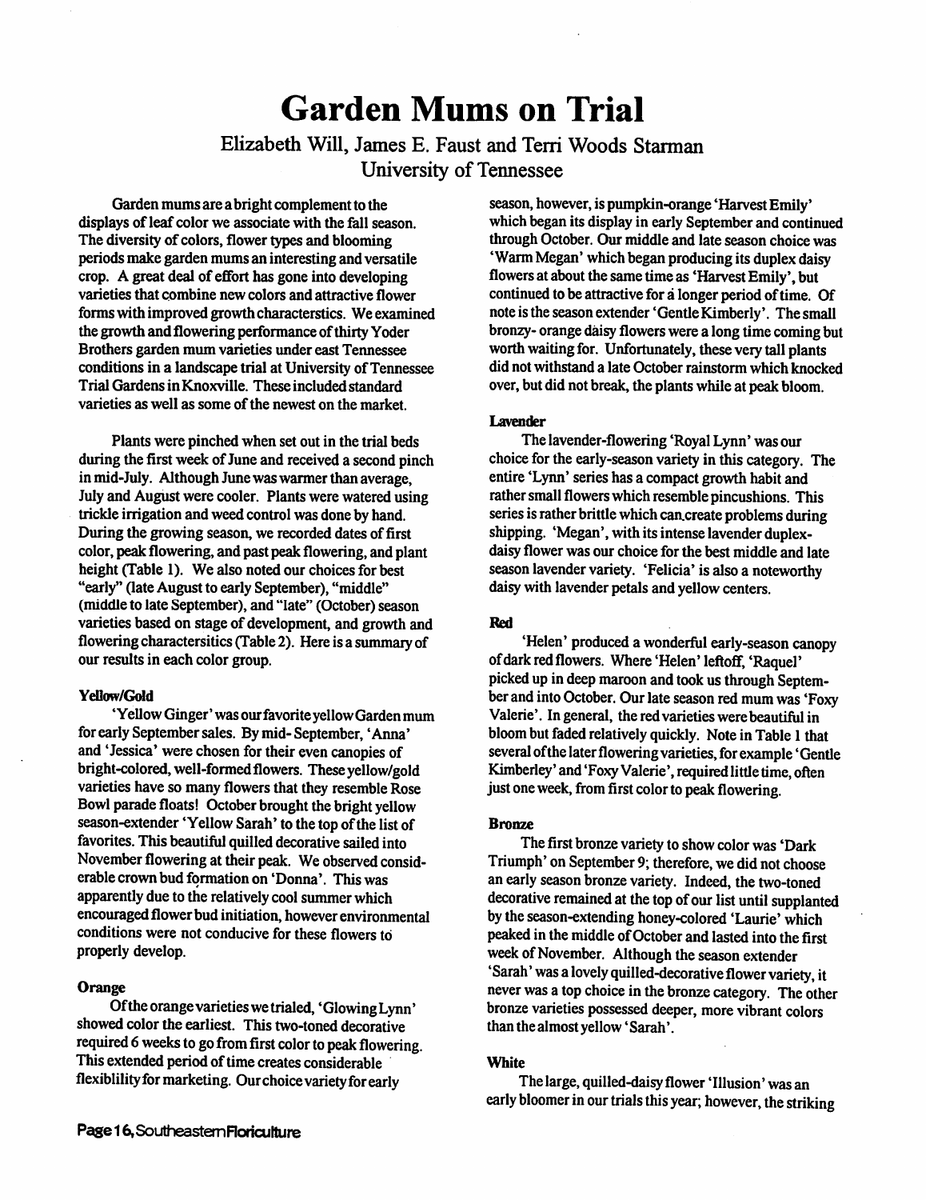# Garden Mums on Trial

Elizabeth Will, James E. Faust and Terri Woods Starman
University of Tennessee

Garden mums are a bright complement to the displays of leaf color we associate with the fall season. The diversity of colors, flower types and blooming periods make garden mums an interesting and versatile crop. A great deal of effort has gone into developing varieties that combine new colors and attractive flower forms with improved growth characterstics. We examined the growth and flowering performance of thirty Yoder Brothers garden mum varieties under east Tennessee conditions in a landscape trial at University of Tennessee Trial Gardens in Knoxville. These included standard varieties as well as some of the newest on the market.

Plants were pinched when set out in the trial beds during the first week of June and received a second pinch in mid-July. Although June was warmer than average, July and August were cooler. Plants were watered using trickle irrigation and weed control was done by hand. During the growing season, we recorded dates of first color, peak flowering, and past peak flowering, and plant height (Table 1). We also noted our choices for best "early" (late August to early September), "middle" (middle to late September), and "late" (October) season varieties based on stage of development, and growth and flowering charactersitics (Table 2). Here is a summary of our results in each color group.

### Yellow/Gold

'Yellow Ginger' was our favorite yellow Garden mum for early September sales. By mid- September, 'Anna' and 'Jessica' were chosen for their even canopies of bright-colored, well-formed flowers. These yellow/gold varieties have so many flowers that they resemble Rose Bowl parade floats! October brought the bright yellow season-extender 'Yellow Sarah' to the top of the list of favorites. This beautiful quilled decorative sailed into November flowering at their peak. We observed considerable crown bud formation on 'Donna'. This was apparently due to the relatively cool summer which encouraged flower bud initiation, however environmental conditions were not conducive for these flowers to properly develop.

### Orange

Of the orange varieties we trialed, 'Glowing Lynn' showed color the earliest. This two-toned decorative required 6 weeks to go from first color to peak flowering. This extended period of time creates considerable flexiblility for marketing. Our choice variety for early season, however, is pumpkin-orange 'Harvest Emily' which began its display in early September and continued through October. Our middle and late season choice was 'Warm Megan' which began producing its duplex daisy flowers at about the same time as 'Harvest Emily', but continued to be attractive for a longer period of time. Of note is the season extender 'Gentle Kimberly'. The small bronzy- orange daisy flowers were a long time coming but worth waiting for. Unfortunately, these very tall plants did not withstand a late October rainstorm which knocked over, but did not break, the plants while at peak bloom.

### Lavender

The lavender-flowering 'Royal Lynn' was our choice for the early-season variety in this category. The entire 'Lynn' series has a compact growth habit and rather small flowers which resemble pincushions. This series is rather brittle which can create problems during shipping. 'Megan', with its intense lavender duplex-daisy flower was our choice for the best middle and late season lavender variety. 'Felicia' is also a noteworthy daisy with lavender petals and yellow centers.

### Red

'Helen' produced a wonderful early-season canopy of dark red flowers. Where 'Helen' leftoff, 'Raquel' picked up in deep maroon and took us through September and into October. Our late season red mum was 'Foxy Valerie'. In general, the red varieties were beautiful in bloom but faded relatively quickly. Note in Table 1 that several of the later flowering varieties, for example 'Gentle Kimberley' and 'Foxy Valerie', required little time, often just one week, from first color to peak flowering.

### Bronze

The first bronze variety to show color was 'Dark Triumph' on September 9; therefore, we did not choose an early season bronze variety. Indeed, the two-toned decorative remained at the top of our list until supplanted by the season-extending honey-colored 'Laurie' which peaked in the middle of October and lasted into the first week of November. Although the season extender 'Sarah' was a lovely quilled-decorative flower variety, it never was a top choice in the bronze category. The other bronze varieties possessed deeper, more vibrant colors than the almost yellow 'Sarah'.

### White

The large, quilled-daisy flower 'Illusion' was an early bloomer in our trials this year; however, the striking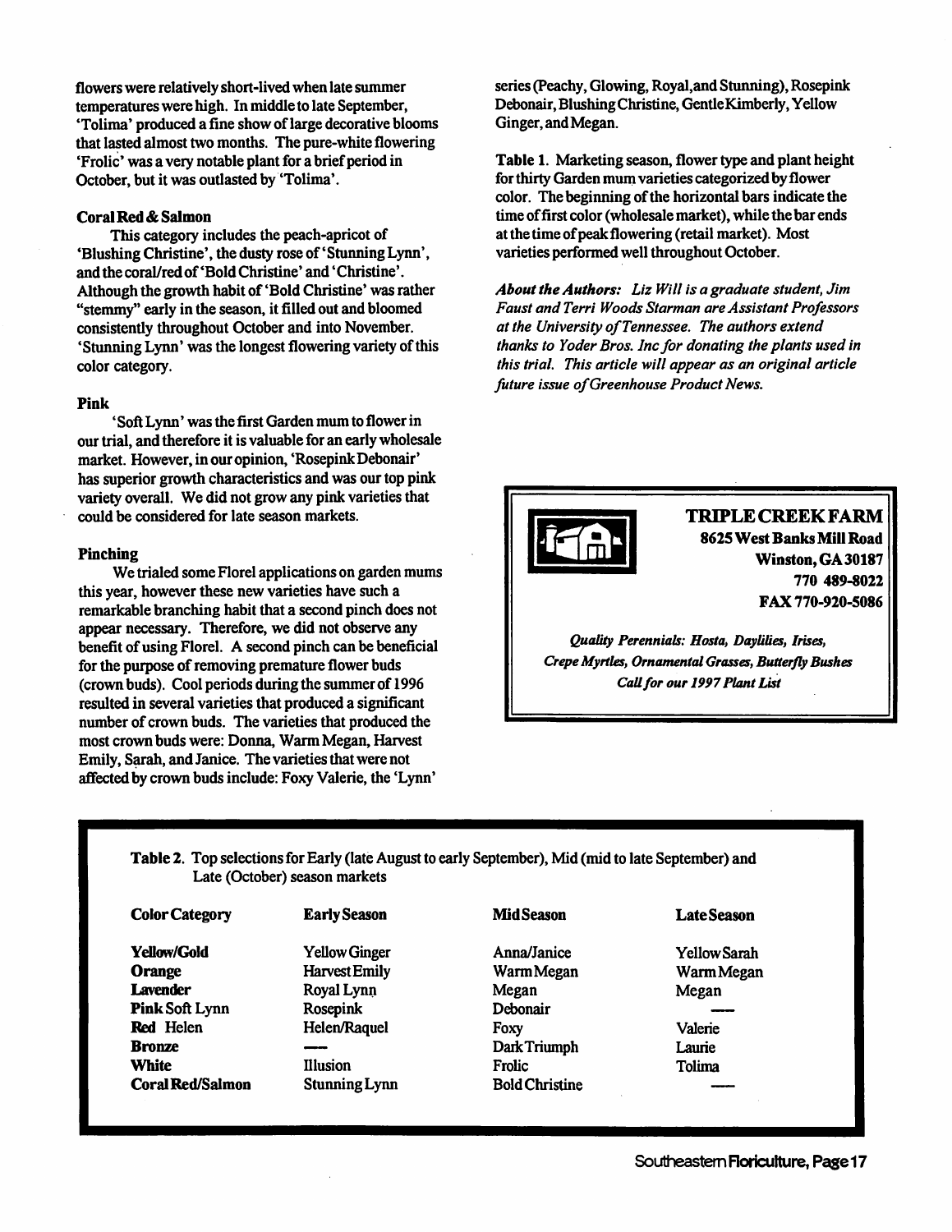flowers were relatively short-lived when late summer temperatures were high. In middle to late September, 'Tolima' produced a fine show of large decorative blooms that lasted almost two months. The pure-white flowering 'Frolic' was a very notable plant for a brief period in October, but it was outlasted by 'Tolima'.

### Coral Red & Salmon

This category includes the peach-apricot of 'Blushing Christine', the dusty rose of 'Stunning Lynn', and the coral/red of 'Bold Christine' and 'Christine'. Although the growth habit of 'Bold Christine' was rather "stemmy" early in the season, it filled out and bloomed consistently throughout October and into November. 'Stunning Lynn' was the longest flowering variety of this color category.

### Pink

'Soft Lynn' was the first Garden mum to flower in our trial, and therefore it is valuable for an early wholesale market. However, in our opinion, 'Rosepink Debonair' has superior growth characteristics and was our top pink variety overall. We did not grow any pink varieties that could be considered for late season markets.

### Pinching

We trialed some Florel applications on garden mums this year, however these new varieties have such a remarkable branching habit that a second pinch does not appear necessary. Therefore, we did not observe any benefit of using Florel. A second pinch can be beneficial for the purpose of removing premature flower buds (crown buds). Cool periods during the summer of 1996 resulted in several varieties that produced a significant number of crown buds. The varieties that produced the most crown buds were: Donna, Warm Megan, Harvest Emily, Sarah, and Janice. The varieties that were not affected by crown buds include: Foxy Valerie, the 'Lynn' series (Peachy, Glowing, Royal, and Stunning), Rosepink Debonair, Blushing Christine, Gentle Kimberly, Yellow Ginger, and Megan.

**Table 1.** Marketing season, flower type and plant height for thirty Garden mum varieties categorized by flower color. The beginning of the horizontal bars indicate the time of first color (wholesale market), while the bar ends at the time of peak flowering (retail market). Most varieties performed well throughout October.

***About the Authors:*** *Liz Will is a graduate student, Jim Faust and Terri Woods Starman are Assistant Professors at the University of Tennessee. The authors extend thanks to Yoder Bros. Inc for donating the plants used in this trial. This article will appear as an original article future issue of Greenhouse Product News.*

**TRIPLE CREEK FARM**
**8625 West Banks Mill Road**
**Winston, GA 30187**
**770 489-8022**
**FAX 770-920-5086**

***Quality Perennials: Hosta, Daylilies, Irises, Crepe Myrtles, Ornamental Grasses, Butterfly Bushes***
***Call for our 1997 Plant List***

**Table 2.** Top selections for Early (late August to early September), Mid (mid to late September) and Late (October) season markets

| Color Category | Early Season | Mid Season | Late Season |
|---|---|---|---|
| **Yellow/Gold** | Yellow Ginger | Anna/Janice | Yellow Sarah |
| **Orange** | Harvest Emily | Warm Megan | Warm Megan |
| **Lavender** | Royal Lynn | Megan | Megan |
| **Pink** Soft Lynn | Rosepink | Debonair | — |
| **Red** Helen | Helen/Raquel | Foxy | Valerie |
| **Bronze** | — | Dark Triumph | Laurie |
| **White** | Illusion | Frolic | Tolima |
| **Coral Red/Salmon** | Stunning Lynn | Bold Christine | — |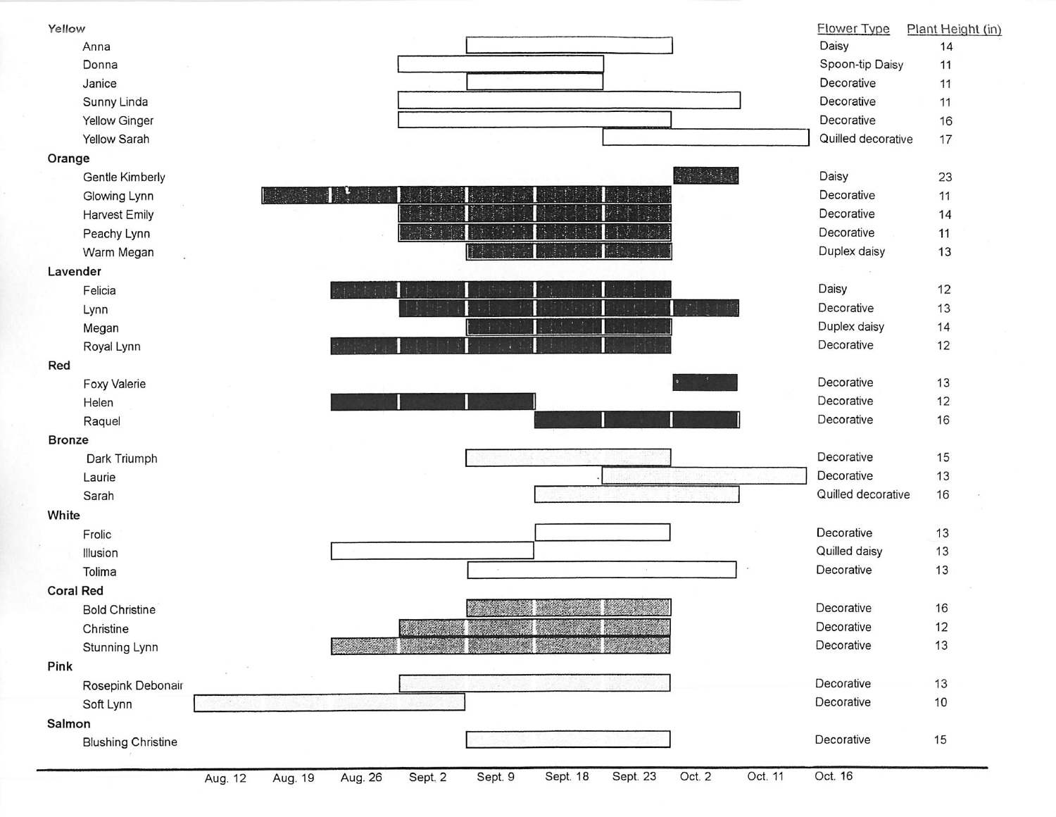Flower Type
Plant Height (in)

**Yellow**

Anna Daisy 14
Donna Spoon-tip Daisy 11
Janice Decorative 11
Sunny Linda Decorative 11
Yellow Ginger Decorative 16
Yellow Sarah Quilled decorative 17

**Orange**

Gentle Kimberly Daisy 23
Glowing Lynn Decorative 11
Harvest Emily Decorative 14
Peachy Lynn Decorative 11
Warm Megan Duplex daisy 13

**Lavender**

Felicia Daisy 12
Lynn Decorative 13
Megan Duplex daisy 14
Royal Lynn Decorative 12

**Red**

Foxy Valerie Decorative 13
Helen Decorative 12
Raquel Decorative 16

**Bronze**

Dark Triumph Decorative 15
Laurie Decorative 13
Sarah Quilled decorative 16

**White**

Frolic Decorative 13
Illusion Quilled daisy 13
Tolima Decorative 13

**Coral Red**

Bold Christine Decorative 16
Christine Decorative 12
Stunning Lynn Decorative 13

**Pink**

Rosepink Debonair Decorative 13
Soft Lynn Decorative 10

**Salmon**

Blushing Christine Decorative 15

Aug. 12
Aug. 19
Aug. 26
Sept. 2
Sept. 9
Sept. 18
Sept. 23
Oct. 2
Oct. 11
Oct. 16